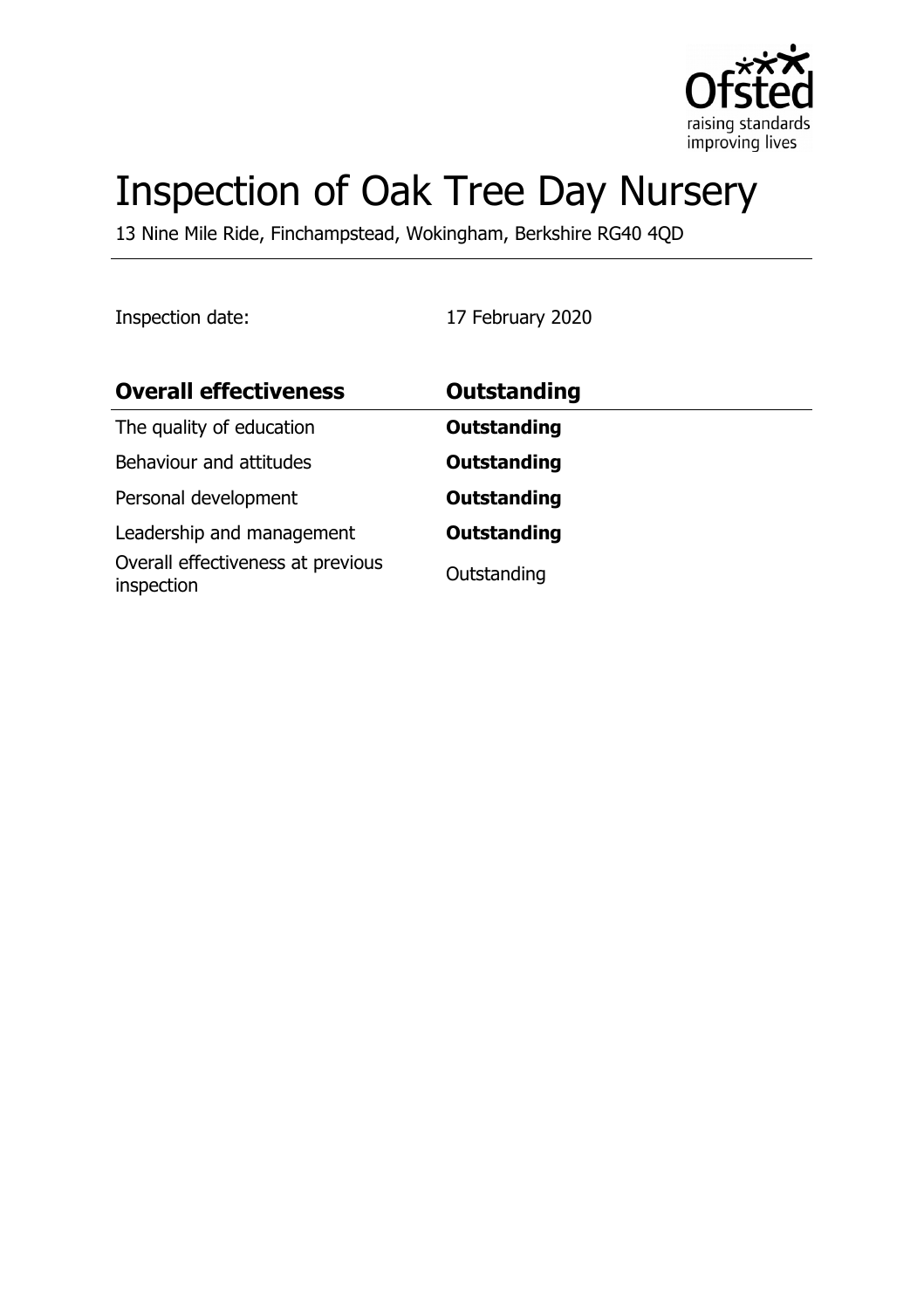# Inspection of Oak Tree Day Nursery

13 Nine Mile Ride, Finchampstead, Wokingham, Berkshire RG40 4QD

Inspection date: 17 February 2020

| **Overall effectiveness** | **Outstanding** |
| --- | --- |
| The quality of education | **Outstanding** |
| Behaviour and attitudes | **Outstanding** |
| Personal development | **Outstanding** |
| Leadership and management | **Outstanding** |
| Overall effectiveness at previous inspection | Outstanding |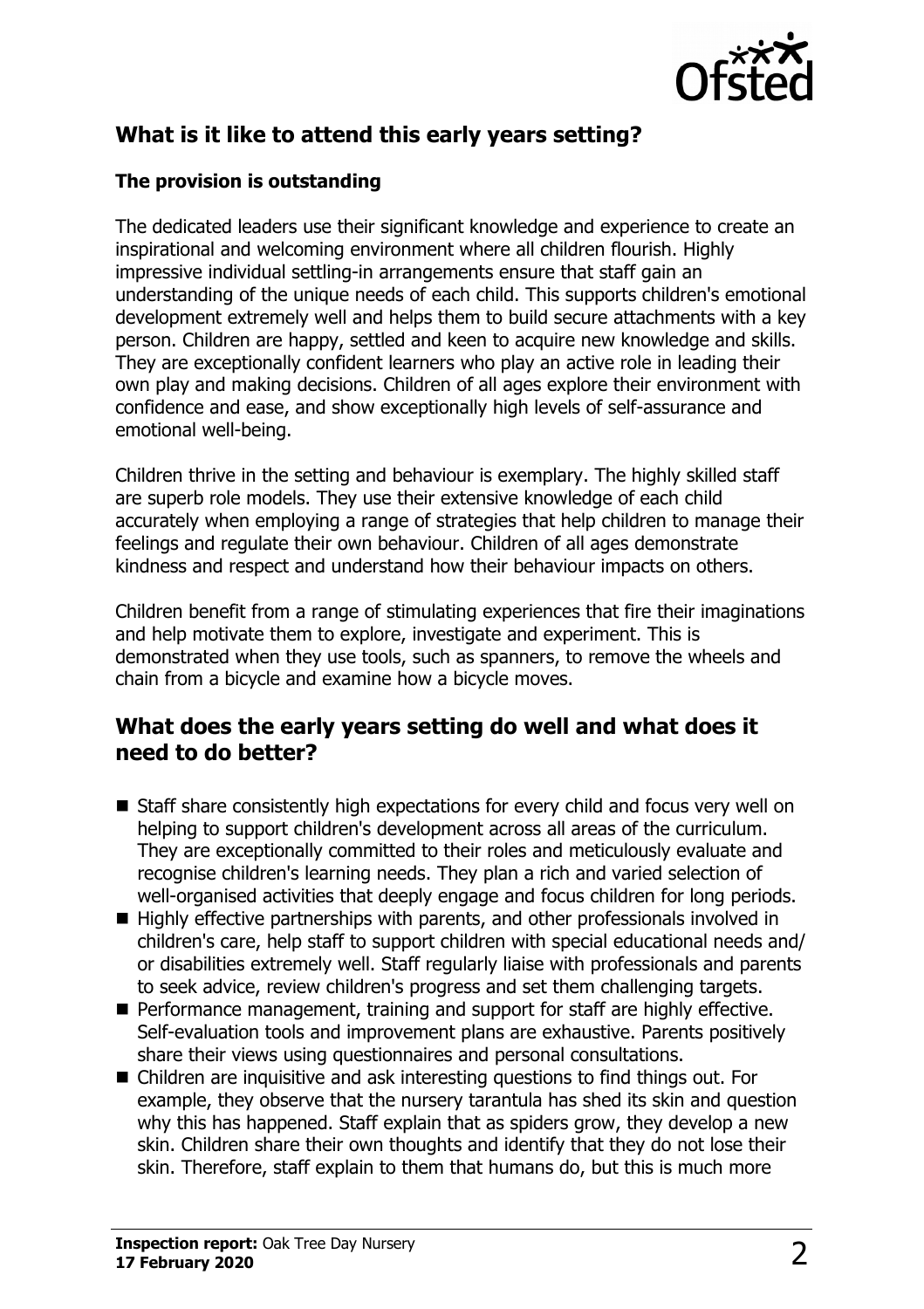## What is it like to attend this early years setting?

### The provision is outstanding

The dedicated leaders use their significant knowledge and experience to create an inspirational and welcoming environment where all children flourish. Highly impressive individual settling-in arrangements ensure that staff gain an understanding of the unique needs of each child. This supports children's emotional development extremely well and helps them to build secure attachments with a key person. Children are happy, settled and keen to acquire new knowledge and skills. They are exceptionally confident learners who play an active role in leading their own play and making decisions. Children of all ages explore their environment with confidence and ease, and show exceptionally high levels of self-assurance and emotional well-being.

Children thrive in the setting and behaviour is exemplary. The highly skilled staff are superb role models. They use their extensive knowledge of each child accurately when employing a range of strategies that help children to manage their feelings and regulate their own behaviour. Children of all ages demonstrate kindness and respect and understand how their behaviour impacts on others.

Children benefit from a range of stimulating experiences that fire their imaginations and help motivate them to explore, investigate and experiment. This is demonstrated when they use tools, such as spanners, to remove the wheels and chain from a bicycle and examine how a bicycle moves.

## What does the early years setting do well and what does it need to do better?

- Staff share consistently high expectations for every child and focus very well on helping to support children's development across all areas of the curriculum. They are exceptionally committed to their roles and meticulously evaluate and recognise children's learning needs. They plan a rich and varied selection of well-organised activities that deeply engage and focus children for long periods.
- Highly effective partnerships with parents, and other professionals involved in children's care, help staff to support children with special educational needs and/or disabilities extremely well. Staff regularly liaise with professionals and parents to seek advice, review children's progress and set them challenging targets.
- Performance management, training and support for staff are highly effective. Self-evaluation tools and improvement plans are exhaustive. Parents positively share their views using questionnaires and personal consultations.
- Children are inquisitive and ask interesting questions to find things out. For example, they observe that the nursery tarantula has shed its skin and question why this has happened. Staff explain that as spiders grow, they develop a new skin. Children share their own thoughts and identify that they do not lose their skin. Therefore, staff explain to them that humans do, but this is much more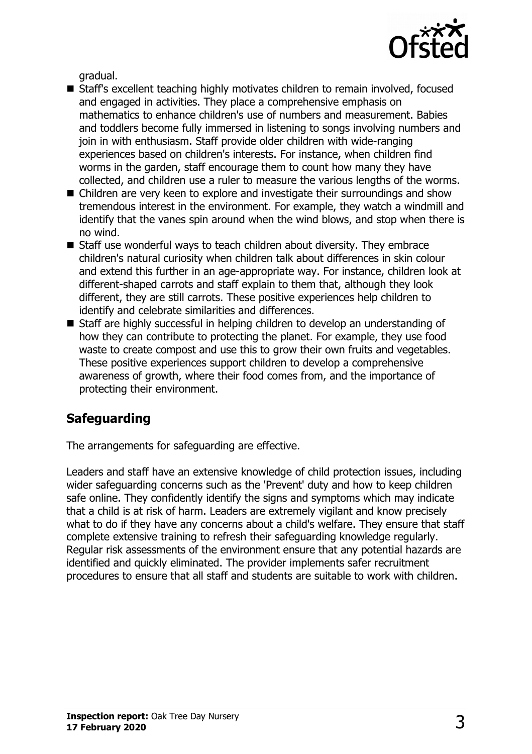gradual.

- Staff's excellent teaching highly motivates children to remain involved, focused and engaged in activities. They place a comprehensive emphasis on mathematics to enhance children's use of numbers and measurement. Babies and toddlers become fully immersed in listening to songs involving numbers and join in with enthusiasm. Staff provide older children with wide-ranging experiences based on children's interests. For instance, when children find worms in the garden, staff encourage them to count how many they have collected, and children use a ruler to measure the various lengths of the worms.
- Children are very keen to explore and investigate their surroundings and show tremendous interest in the environment. For example, they watch a windmill and identify that the vanes spin around when the wind blows, and stop when there is no wind.
- Staff use wonderful ways to teach children about diversity. They embrace children's natural curiosity when children talk about differences in skin colour and extend this further in an age-appropriate way. For instance, children look at different-shaped carrots and staff explain to them that, although they look different, they are still carrots. These positive experiences help children to identify and celebrate similarities and differences.
- Staff are highly successful in helping children to develop an understanding of how they can contribute to protecting the planet. For example, they use food waste to create compost and use this to grow their own fruits and vegetables. These positive experiences support children to develop a comprehensive awareness of growth, where their food comes from, and the importance of protecting their environment.

## Safeguarding

The arrangements for safeguarding are effective.

Leaders and staff have an extensive knowledge of child protection issues, including wider safeguarding concerns such as the 'Prevent' duty and how to keep children safe online. They confidently identify the signs and symptoms which may indicate that a child is at risk of harm. Leaders are extremely vigilant and know precisely what to do if they have any concerns about a child's welfare. They ensure that staff complete extensive training to refresh their safeguarding knowledge regularly. Regular risk assessments of the environment ensure that any potential hazards are identified and quickly eliminated. The provider implements safer recruitment procedures to ensure that all staff and students are suitable to work with children.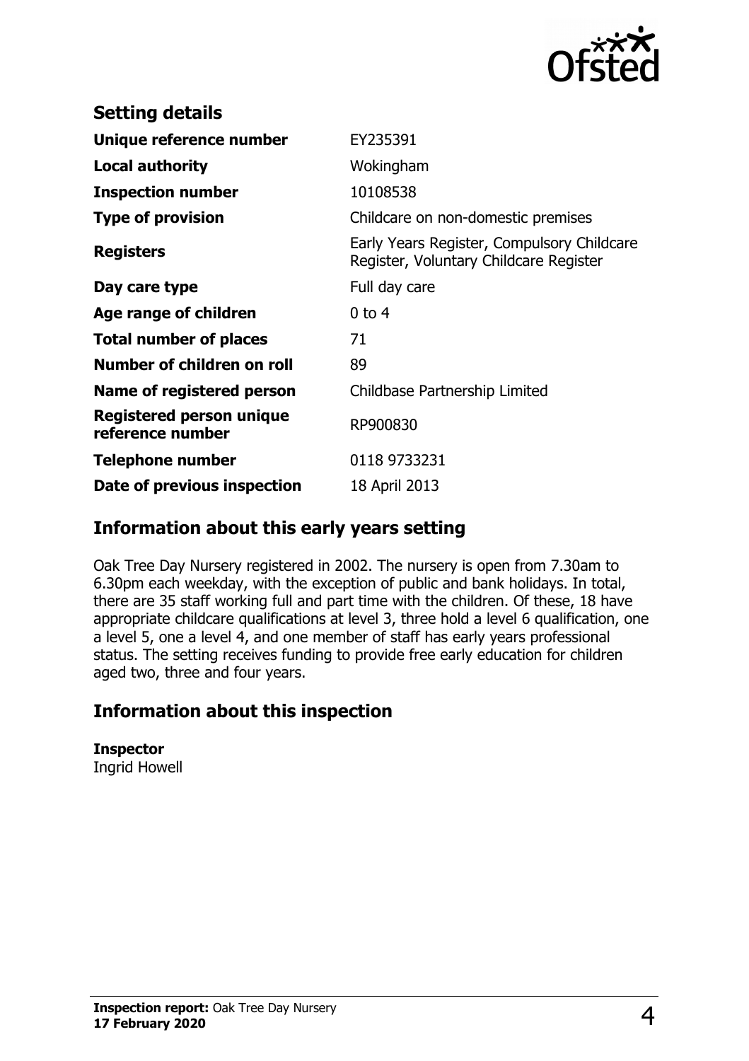## Setting details

| | |
|---|---|
| **Unique reference number** | EY235391 |
| **Local authority** | Wokingham |
| **Inspection number** | 10108538 |
| **Type of provision** | Childcare on non-domestic premises |
| **Registers** | Early Years Register, Compulsory Childcare Register, Voluntary Childcare Register |
| **Day care type** | Full day care |
| **Age range of children** | 0 to 4 |
| **Total number of places** | 71 |
| **Number of children on roll** | 89 |
| **Name of registered person** | Childbase Partnership Limited |
| **Registered person unique reference number** | RP900830 |
| **Telephone number** | 0118 9733231 |
| **Date of previous inspection** | 18 April 2013 |

## Information about this early years setting

Oak Tree Day Nursery registered in 2002. The nursery is open from 7.30am to 6.30pm each weekday, with the exception of public and bank holidays. In total, there are 35 staff working full and part time with the children. Of these, 18 have appropriate childcare qualifications at level 3, three hold a level 6 qualification, one a level 5, one a level 4, and one member of staff has early years professional status. The setting receives funding to provide free early education for children aged two, three and four years.

## Information about this inspection

**Inspector**
Ingrid Howell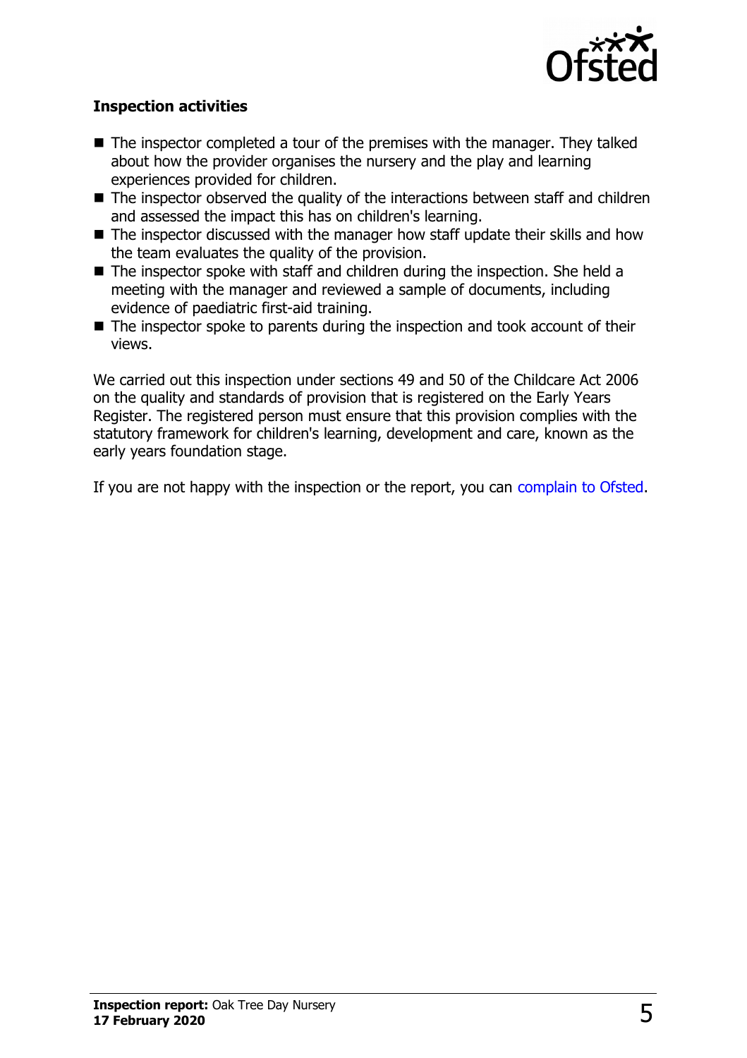### Inspection activities

- The inspector completed a tour of the premises with the manager. They talked about how the provider organises the nursery and the play and learning experiences provided for children.
- The inspector observed the quality of the interactions between staff and children and assessed the impact this has on children's learning.
- The inspector discussed with the manager how staff update their skills and how the team evaluates the quality of the provision.
- The inspector spoke with staff and children during the inspection. She held a meeting with the manager and reviewed a sample of documents, including evidence of paediatric first-aid training.
- The inspector spoke to parents during the inspection and took account of their views.

We carried out this inspection under sections 49 and 50 of the Childcare Act 2006 on the quality and standards of provision that is registered on the Early Years Register. The registered person must ensure that this provision complies with the statutory framework for children's learning, development and care, known as the early years foundation stage.

If you are not happy with the inspection or the report, you can complain to Ofsted.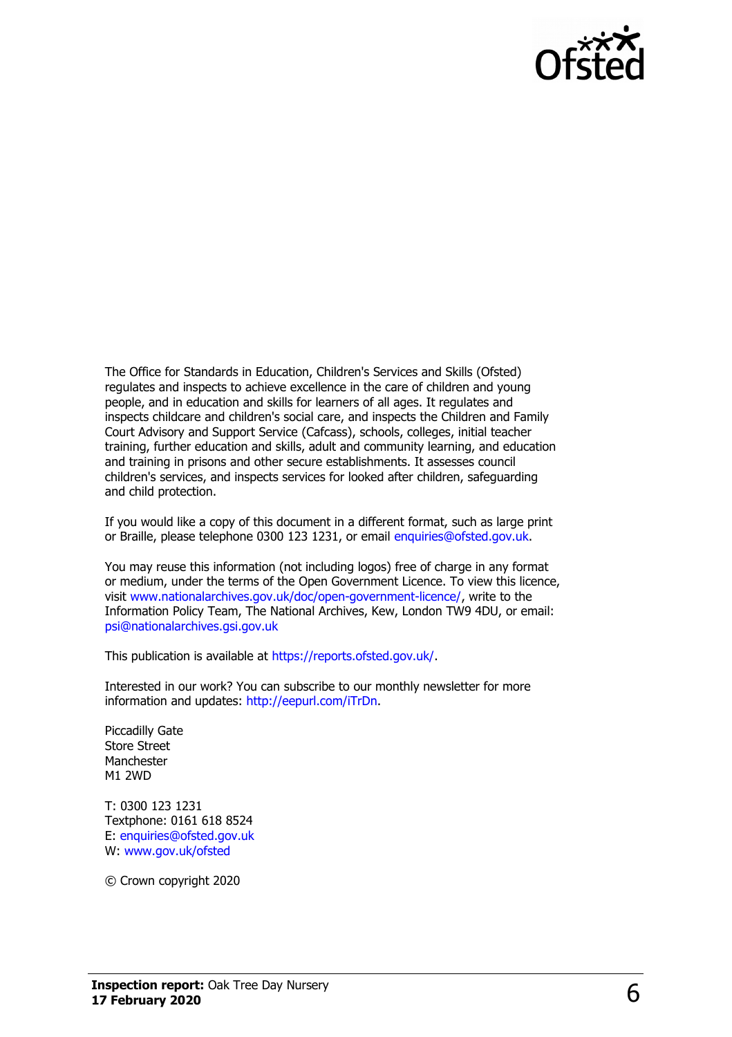The Office for Standards in Education, Children's Services and Skills (Ofsted) regulates and inspects to achieve excellence in the care of children and young people, and in education and skills for learners of all ages. It regulates and inspects childcare and children's social care, and inspects the Children and Family Court Advisory and Support Service (Cafcass), schools, colleges, initial teacher training, further education and skills, adult and community learning, and education and training in prisons and other secure establishments. It assesses council children's services, and inspects services for looked after children, safeguarding and child protection.

If you would like a copy of this document in a different format, such as large print or Braille, please telephone 0300 123 1231, or email enquiries@ofsted.gov.uk.

You may reuse this information (not including logos) free of charge in any format or medium, under the terms of the Open Government Licence. To view this licence, visit www.nationalarchives.gov.uk/doc/open-government-licence/, write to the Information Policy Team, The National Archives, Kew, London TW9 4DU, or email: psi@nationalarchives.gsi.gov.uk

This publication is available at https://reports.ofsted.gov.uk/.

Interested in our work? You can subscribe to our monthly newsletter for more information and updates: http://eepurl.com/iTrDn.

Piccadilly Gate
Store Street
Manchester
M1 2WD

T: 0300 123 1231
Textphone: 0161 618 8524
E: enquiries@ofsted.gov.uk
W: www.gov.uk/ofsted

© Crown copyright 2020